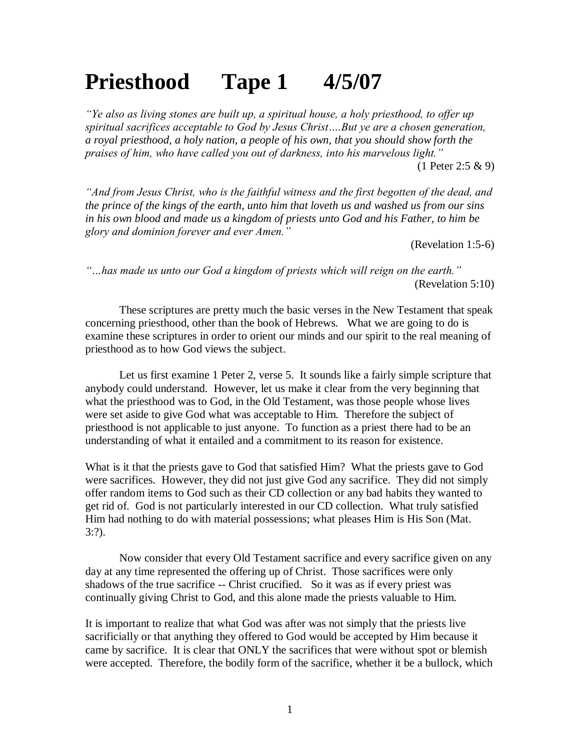# Priesthood Tape 1 4/5/07

*"Ye also as living stones are built up, a spiritual house, a holy priesthood, to offer up spiritual sacrifices acceptable to God by Jesus Christ….But ye are a chosen generation, a royal priesthood, a holy nation, a people of his own, that you should show forth the praises of him, who have called you out of darkness, into his marvelous light."*

(1 Peter 2:5 & 9)

*"And from Jesus Christ, who is the faithful witness and the first begotten of the dead, and the prince of the kings of the earth, unto him that loveth us and washed us from our sins in his own blood and made us a kingdom of priests unto God and his Father, to him be glory and dominion forever and ever Amen."*

(Revelation 1:5-6)

*"…has made us unto our God a kingdom of priests which will reign on the earth."*

(Revelation 5:10)

These scriptures are pretty much the basic verses in the New Testament that speak concerning priesthood, other than the book of Hebrews. What we are going to do is examine these scriptures in order to orient our minds and our spirit to the real meaning of priesthood as to how God views the subject.

Let us first examine 1 Peter 2, verse 5. It sounds like a fairly simple scripture that anybody could understand. However, let us make it clear from the very beginning that what the priesthood was to God, in the Old Testament, was those people whose lives were set aside to give God what was acceptable to Him. Therefore the subject of priesthood is not applicable to just anyone. To function as a priest there had to be an understanding of what it entailed and a commitment to its reason for existence.

What is it that the priests gave to God that satisfied Him? What the priests gave to God were sacrifices. However, they did not just give God any sacrifice. They did not simply offer random items to God such as their CD collection or any bad habits they wanted to get rid of. God is not particularly interested in our CD collection. What truly satisfied Him had nothing to do with material possessions; what pleases Him is His Son (Mat. 3:?).

Now consider that every Old Testament sacrifice and every sacrifice given on any day at any time represented the offering up of Christ. Those sacrifices were only shadows of the true sacrifice -- Christ crucified. So it was as if every priest was continually giving Christ to God, and this alone made the priests valuable to Him.

It is important to realize that what God was after was not simply that the priests live sacrificially or that anything they offered to God would be accepted by Him because it came by sacrifice. It is clear that ONLY the sacrifices that were without spot or blemish were accepted. Therefore, the bodily form of the sacrifice, whether it be a bullock, which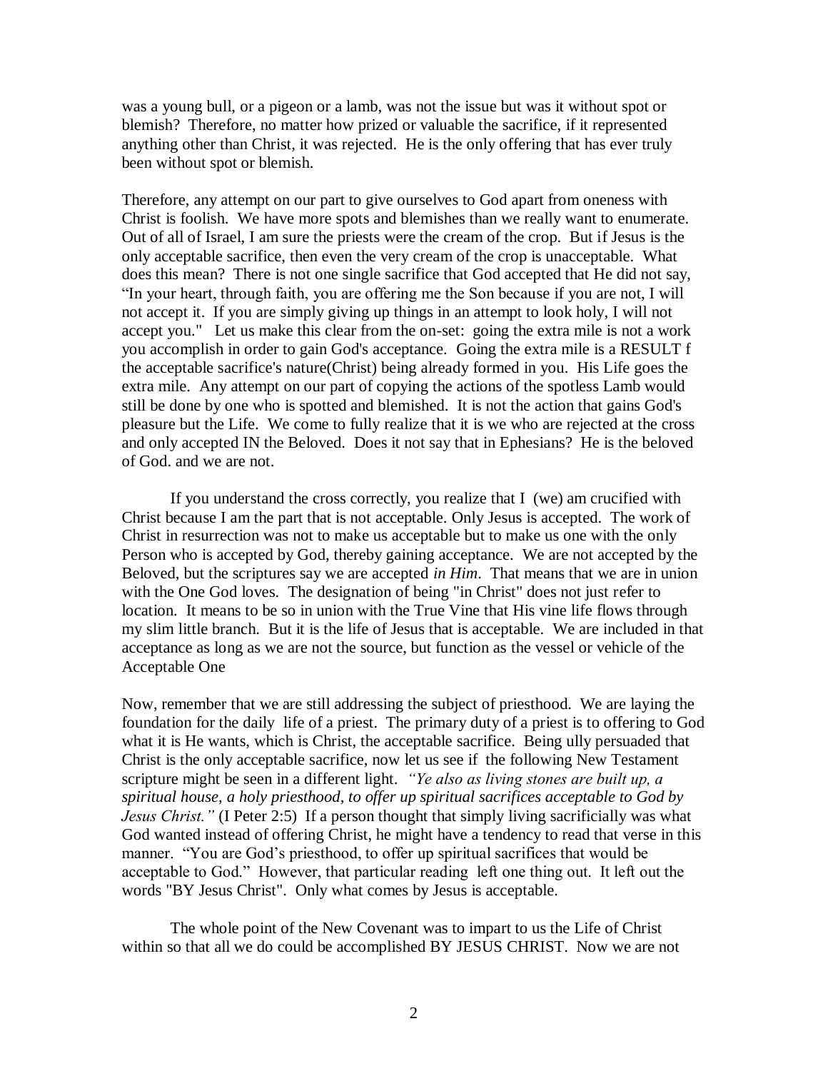was a young bull, or a pigeon or a lamb, was not the issue but was it without spot or blemish? Therefore, no matter how prized or valuable the sacrifice, if it represented anything other than Christ, it was rejected. He is the only offering that has ever truly been without spot or blemish.

Therefore, any attempt on our part to give ourselves to God apart from oneness with Christ is foolish. We have more spots and blemishes than we really want to enumerate. Out of all of Israel, I am sure the priests were the cream of the crop. But if Jesus is the only acceptable sacrifice, then even the very cream of the crop is unacceptable. What does this mean? There is not one single sacrifice that God accepted that He did not say, "In your heart, through faith, you are offering me the Son because if you are not, I will not accept it. If you are simply giving up things in an attempt to look holy, I will not accept you." Let us make this clear from the on-set: going the extra mile is not a work you accomplish in order to gain God's acceptance. Going the extra mile is a RESULT f the acceptable sacrifice's nature(Christ) being already formed in you. His Life goes the extra mile. Any attempt on our part of copying the actions of the spotless Lamb would still be done by one who is spotted and blemished. It is not the action that gains God's pleasure but the Life. We come to fully realize that it is we who are rejected at the cross and only accepted IN the Beloved. Does it not say that in Ephesians? He is the beloved of God. and we are not.

If you understand the cross correctly, you realize that I (we) am crucified with Christ because I am the part that is not acceptable. Only Jesus is accepted. The work of Christ in resurrection was not to make us acceptable but to make us one with the only Person who is accepted by God, thereby gaining acceptance. We are not accepted by the Beloved, but the scriptures say we are accepted *in Him*. That means that we are in union with the One God loves. The designation of being "in Christ" does not just refer to location. It means to be so in union with the True Vine that His vine life flows through my slim little branch. But it is the life of Jesus that is acceptable. We are included in that acceptance as long as we are not the source, but function as the vessel or vehicle of the Acceptable One

Now, remember that we are still addressing the subject of priesthood. We are laying the foundation for the daily life of a priest. The primary duty of a priest is to offering to God what it is He wants, which is Christ, the acceptable sacrifice. Being ully persuaded that Christ is the only acceptable sacrifice, now let us see if the following New Testament scripture might be seen in a different light. *"Ye also as living stones are built up, a spiritual house, a holy priesthood, to offer up spiritual sacrifices acceptable to God by Jesus Christ."* (I Peter 2:5) If a person thought that simply living sacrificially was what God wanted instead of offering Christ, he might have a tendency to read that verse in this manner. "You are God's priesthood, to offer up spiritual sacrifices that would be acceptable to God." However, that particular reading left one thing out. It left out the words "BY Jesus Christ". Only what comes by Jesus is acceptable.

The whole point of the New Covenant was to impart to us the Life of Christ within so that all we do could be accomplished BY JESUS CHRIST. Now we are not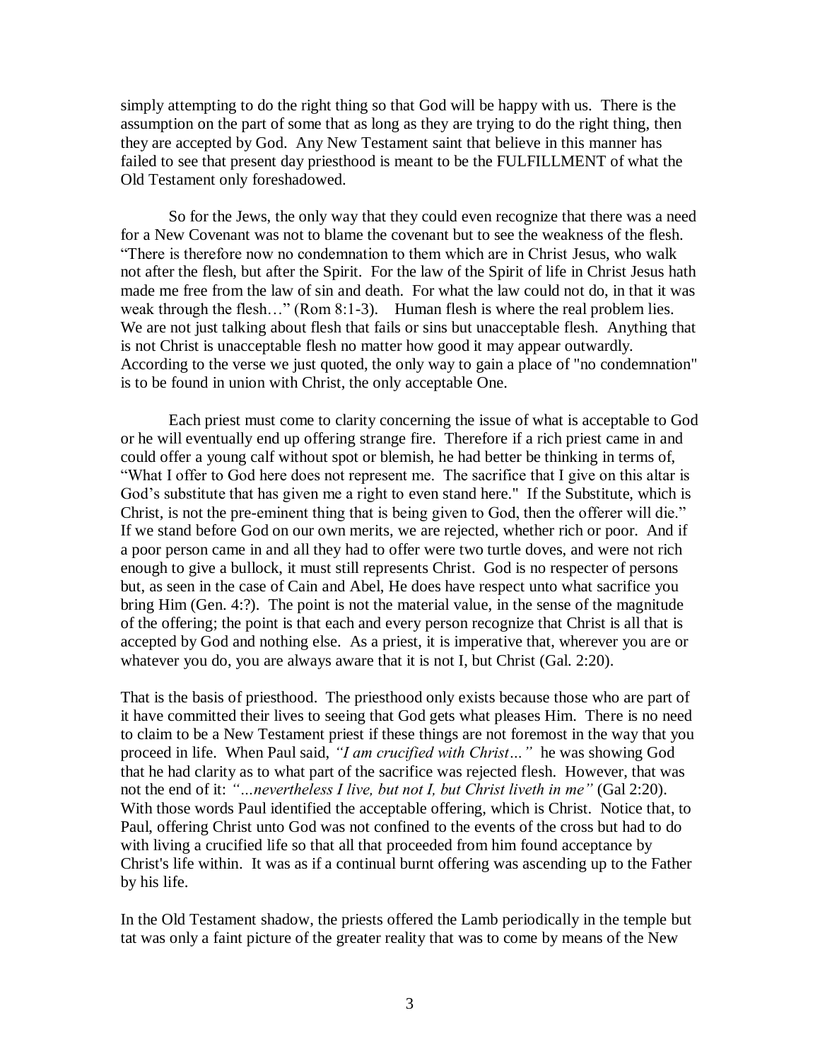simply attempting to do the right thing so that God will be happy with us. There is the assumption on the part of some that as long as they are trying to do the right thing, then they are accepted by God. Any New Testament saint that believe in this manner has failed to see that present day priesthood is meant to be the FULFILLMENT of what the Old Testament only foreshadowed.

So for the Jews, the only way that they could even recognize that there was a need for a New Covenant was not to blame the covenant but to see the weakness of the flesh. "There is therefore now no condemnation to them which are in Christ Jesus, who walk not after the flesh, but after the Spirit. For the law of the Spirit of life in Christ Jesus hath made me free from the law of sin and death. For what the law could not do, in that it was weak through the flesh…" (Rom 8:1-3). Human flesh is where the real problem lies. We are not just talking about flesh that fails or sins but unacceptable flesh. Anything that is not Christ is unacceptable flesh no matter how good it may appear outwardly. According to the verse we just quoted, the only way to gain a place of "no condemnation" is to be found in union with Christ, the only acceptable One.

Each priest must come to clarity concerning the issue of what is acceptable to God or he will eventually end up offering strange fire. Therefore if a rich priest came in and could offer a young calf without spot or blemish, he had better be thinking in terms of, "What I offer to God here does not represent me. The sacrifice that I give on this altar is God's substitute that has given me a right to even stand here." If the Substitute, which is Christ, is not the pre-eminent thing that is being given to God, then the offerer will die." If we stand before God on our own merits, we are rejected, whether rich or poor. And if a poor person came in and all they had to offer were two turtle doves, and were not rich enough to give a bullock, it must still represents Christ. God is no respecter of persons but, as seen in the case of Cain and Abel, He does have respect unto what sacrifice you bring Him (Gen. 4:?). The point is not the material value, in the sense of the magnitude of the offering; the point is that each and every person recognize that Christ is all that is accepted by God and nothing else. As a priest, it is imperative that, wherever you are or whatever you do, you are always aware that it is not I, but Christ (Gal. 2:20).

That is the basis of priesthood. The priesthood only exists because those who are part of it have committed their lives to seeing that God gets what pleases Him. There is no need to claim to be a New Testament priest if these things are not foremost in the way that you proceed in life. When Paul said, *"I am crucified with Christ…"* he was showing God that he had clarity as to what part of the sacrifice was rejected flesh. However, that was not the end of it: *"…nevertheless I live, but not I, but Christ liveth in me"* (Gal 2:20). With those words Paul identified the acceptable offering, which is Christ. Notice that, to Paul, offering Christ unto God was not confined to the events of the cross but had to do with living a crucified life so that all that proceeded from him found acceptance by Christ's life within. It was as if a continual burnt offering was ascending up to the Father by his life.

In the Old Testament shadow, the priests offered the Lamb periodically in the temple but tat was only a faint picture of the greater reality that was to come by means of the New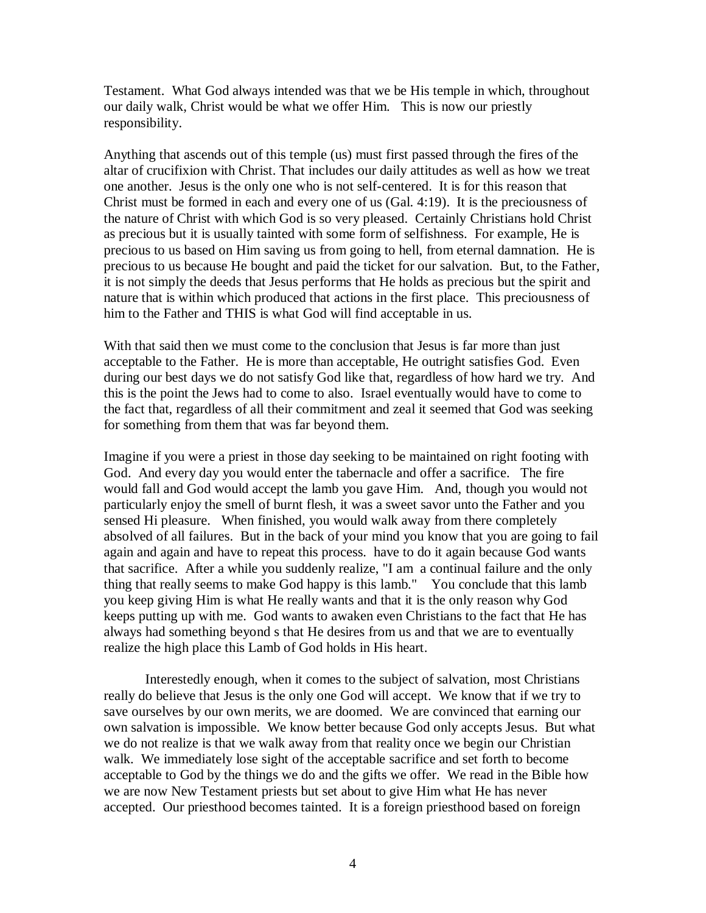Testament. What God always intended was that we be His temple in which, throughout our daily walk, Christ would be what we offer Him. This is now our priestly responsibility.

Anything that ascends out of this temple (us) must first passed through the fires of the altar of crucifixion with Christ. That includes our daily attitudes as well as how we treat one another. Jesus is the only one who is not self-centered. It is for this reason that Christ must be formed in each and every one of us (Gal. 4:19). It is the preciousness of the nature of Christ with which God is so very pleased. Certainly Christians hold Christ as precious but it is usually tainted with some form of selfishness. For example, He is precious to us based on Him saving us from going to hell, from eternal damnation. He is precious to us because He bought and paid the ticket for our salvation. But, to the Father, it is not simply the deeds that Jesus performs that He holds as precious but the spirit and nature that is within which produced that actions in the first place. This preciousness of him to the Father and THIS is what God will find acceptable in us.

With that said then we must come to the conclusion that Jesus is far more than just acceptable to the Father. He is more than acceptable, He outright satisfies God. Even during our best days we do not satisfy God like that, regardless of how hard we try. And this is the point the Jews had to come to also. Israel eventually would have to come to the fact that, regardless of all their commitment and zeal it seemed that God was seeking for something from them that was far beyond them.

Imagine if you were a priest in those day seeking to be maintained on right footing with God. And every day you would enter the tabernacle and offer a sacrifice. The fire would fall and God would accept the lamb you gave Him. And, though you would not particularly enjoy the smell of burnt flesh, it was a sweet savor unto the Father and you sensed Hi pleasure. When finished, you would walk away from there completely absolved of all failures. But in the back of your mind you know that you are going to fail again and again and have to repeat this process. have to do it again because God wants that sacrifice. After a while you suddenly realize, "I am a continual failure and the only thing that really seems to make God happy is this lamb." You conclude that this lamb you keep giving Him is what He really wants and that it is the only reason why God keeps putting up with me. God wants to awaken even Christians to the fact that He has always had something beyond s that He desires from us and that we are to eventually realize the high place this Lamb of God holds in His heart.

Interestedly enough, when it comes to the subject of salvation, most Christians really do believe that Jesus is the only one God will accept. We know that if we try to save ourselves by our own merits, we are doomed. We are convinced that earning our own salvation is impossible. We know better because God only accepts Jesus. But what we do not realize is that we walk away from that reality once we begin our Christian walk. We immediately lose sight of the acceptable sacrifice and set forth to become acceptable to God by the things we do and the gifts we offer. We read in the Bible how we are now New Testament priests but set about to give Him what He has never accepted. Our priesthood becomes tainted. It is a foreign priesthood based on foreign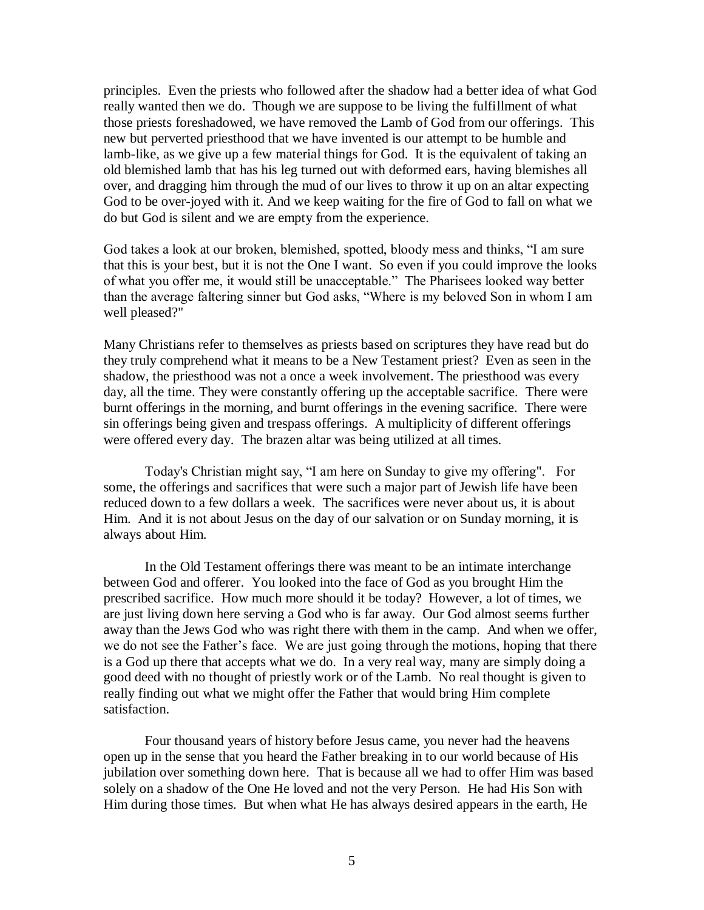principles. Even the priests who followed after the shadow had a better idea of what God really wanted then we do. Though we are suppose to be living the fulfillment of what those priests foreshadowed, we have removed the Lamb of God from our offerings. This new but perverted priesthood that we have invented is our attempt to be humble and lamb-like, as we give up a few material things for God. It is the equivalent of taking an old blemished lamb that has his leg turned out with deformed ears, having blemishes all over, and dragging him through the mud of our lives to throw it up on an altar expecting God to be over-joyed with it. And we keep waiting for the fire of God to fall on what we do but God is silent and we are empty from the experience.

God takes a look at our broken, blemished, spotted, bloody mess and thinks, "I am sure that this is your best, but it is not the One I want. So even if you could improve the looks of what you offer me, it would still be unacceptable." The Pharisees looked way better than the average faltering sinner but God asks, "Where is my beloved Son in whom I am well pleased?"

Many Christians refer to themselves as priests based on scriptures they have read but do they truly comprehend what it means to be a New Testament priest? Even as seen in the shadow, the priesthood was not a once a week involvement. The priesthood was every day, all the time. They were constantly offering up the acceptable sacrifice. There were burnt offerings in the morning, and burnt offerings in the evening sacrifice. There were sin offerings being given and trespass offerings. A multiplicity of different offerings were offered every day. The brazen altar was being utilized at all times.

Today's Christian might say, "I am here on Sunday to give my offering". For some, the offerings and sacrifices that were such a major part of Jewish life have been reduced down to a few dollars a week. The sacrifices were never about us, it is about Him. And it is not about Jesus on the day of our salvation or on Sunday morning, it is always about Him.

In the Old Testament offerings there was meant to be an intimate interchange between God and offerer. You looked into the face of God as you brought Him the prescribed sacrifice. How much more should it be today? However, a lot of times, we are just living down here serving a God who is far away. Our God almost seems further away than the Jews God who was right there with them in the camp. And when we offer, we do not see the Father's face. We are just going through the motions, hoping that there is a God up there that accepts what we do. In a very real way, many are simply doing a good deed with no thought of priestly work or of the Lamb. No real thought is given to really finding out what we might offer the Father that would bring Him complete satisfaction.

Four thousand years of history before Jesus came, you never had the heavens open up in the sense that you heard the Father breaking in to our world because of His jubilation over something down here. That is because all we had to offer Him was based solely on a shadow of the One He loved and not the very Person. He had His Son with Him during those times. But when what He has always desired appears in the earth, He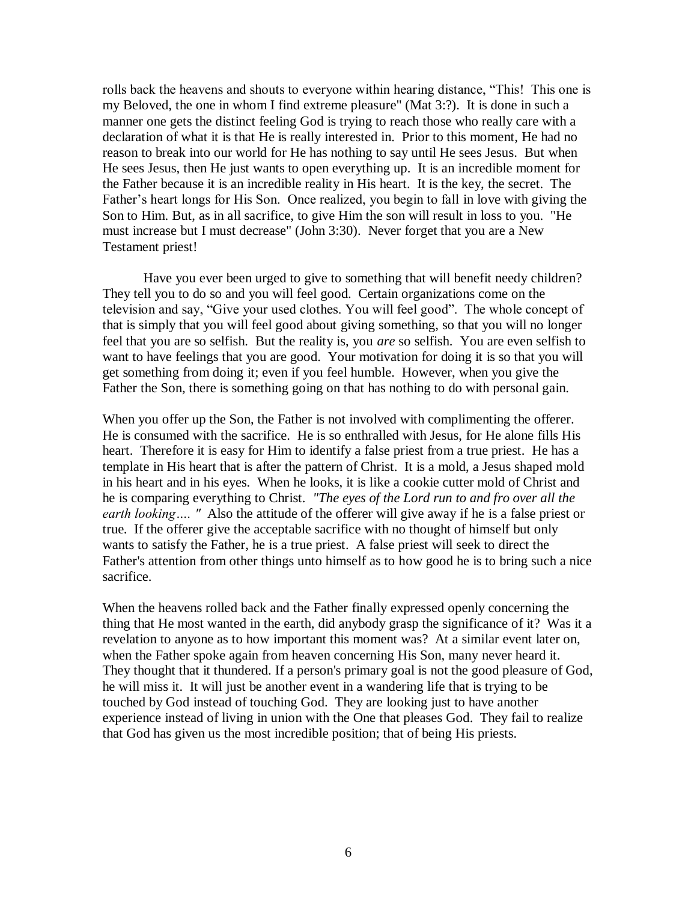rolls back the heavens and shouts to everyone within hearing distance, “This! This one is my Beloved, the one in whom I find extreme pleasure" (Mat 3:?). It is done in such a manner one gets the distinct feeling God is trying to reach those who really care with a declaration of what it is that He is really interested in. Prior to this moment, He had no reason to break into our world for He has nothing to say until He sees Jesus. But when He sees Jesus, then He just wants to open everything up. It is an incredible moment for the Father because it is an incredible reality in His heart. It is the key, the secret. The Father’s heart longs for His Son. Once realized, you begin to fall in love with giving the Son to Him. But, as in all sacrifice, to give Him the son will result in loss to you. "He must increase but I must decrease" (John 3:30). Never forget that you are a New Testament priest!

Have you ever been urged to give to something that will benefit needy children? They tell you to do so and you will feel good. Certain organizations come on the television and say, “Give your used clothes. You will feel good”. The whole concept of that is simply that you will feel good about giving something, so that you will no longer feel that you are so selfish. But the reality is, you *are* so selfish. You are even selfish to want to have feelings that you are good. Your motivation for doing it is so that you will get something from doing it; even if you feel humble. However, when you give the Father the Son, there is something going on that has nothing to do with personal gain.

When you offer up the Son, the Father is not involved with complimenting the offerer. He is consumed with the sacrifice. He is so enthralled with Jesus, for He alone fills His heart. Therefore it is easy for Him to identify a false priest from a true priest. He has a template in His heart that is after the pattern of Christ. It is a mold, a Jesus shaped mold in his heart and in his eyes. When he looks, it is like a cookie cutter mold of Christ and he is comparing everything to Christ. *"The eyes of the Lord run to and fro over all the earth looking…. "* Also the attitude of the offerer will give away if he is a false priest or true. If the offerer give the acceptable sacrifice with no thought of himself but only wants to satisfy the Father, he is a true priest. A false priest will seek to direct the Father's attention from other things unto himself as to how good he is to bring such a nice sacrifice.

When the heavens rolled back and the Father finally expressed openly concerning the thing that He most wanted in the earth, did anybody grasp the significance of it? Was it a revelation to anyone as to how important this moment was? At a similar event later on, when the Father spoke again from heaven concerning His Son, many never heard it. They thought that it thundered. If a person's primary goal is not the good pleasure of God, he will miss it. It will just be another event in a wandering life that is trying to be touched by God instead of touching God. They are looking just to have another experience instead of living in union with the One that pleases God. They fail to realize that God has given us the most incredible position; that of being His priests.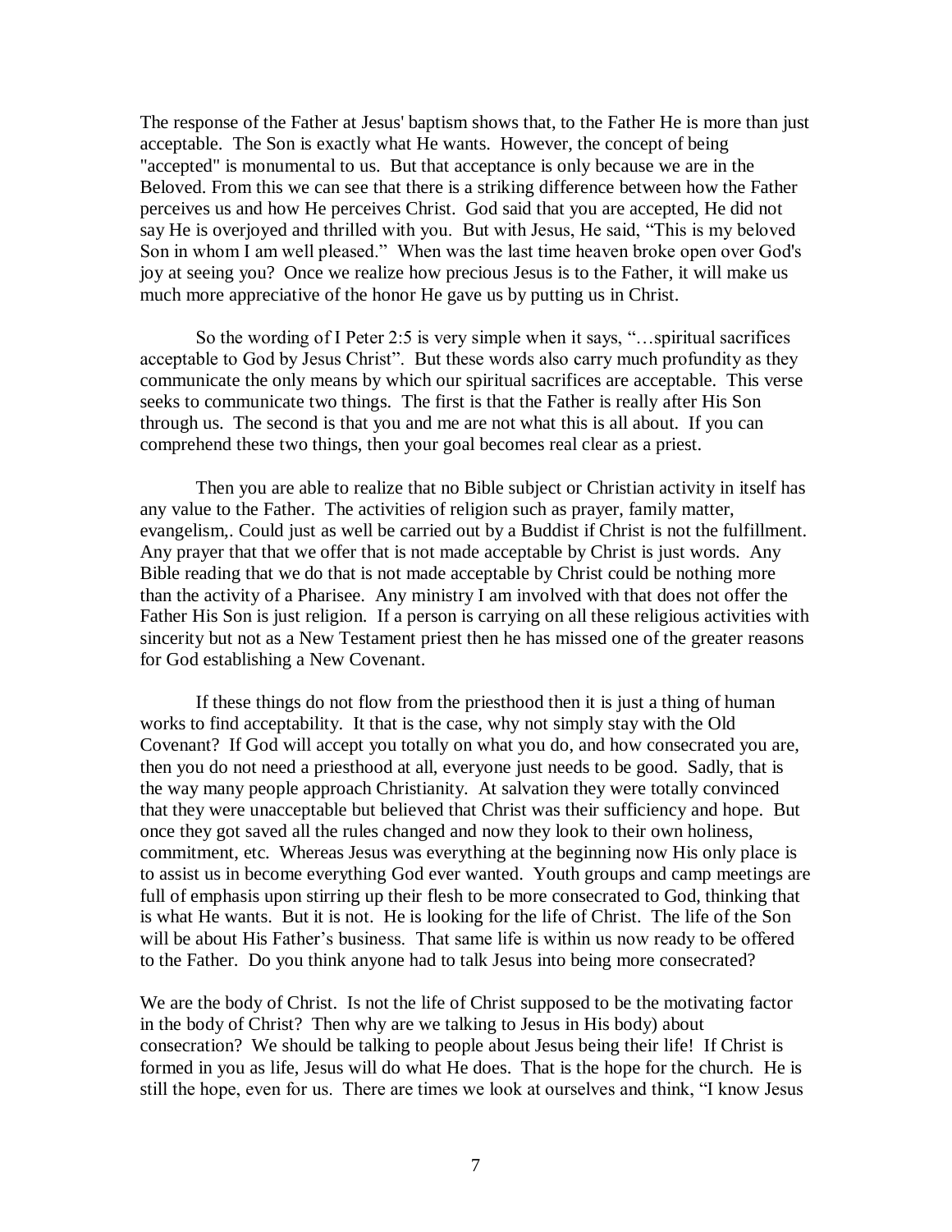The response of the Father at Jesus' baptism shows that, to the Father He is more than just acceptable. The Son is exactly what He wants. However, the concept of being "accepted" is monumental to us. But that acceptance is only because we are in the Beloved. From this we can see that there is a striking difference between how the Father perceives us and how He perceives Christ. God said that you are accepted, He did not say He is overjoyed and thrilled with you. But with Jesus, He said, "This is my beloved Son in whom I am well pleased." When was the last time heaven broke open over God's joy at seeing you? Once we realize how precious Jesus is to the Father, it will make us much more appreciative of the honor He gave us by putting us in Christ.

So the wording of I Peter 2:5 is very simple when it says, "…spiritual sacrifices acceptable to God by Jesus Christ". But these words also carry much profundity as they communicate the only means by which our spiritual sacrifices are acceptable. This verse seeks to communicate two things. The first is that the Father is really after His Son through us. The second is that you and me are not what this is all about. If you can comprehend these two things, then your goal becomes real clear as a priest.

Then you are able to realize that no Bible subject or Christian activity in itself has any value to the Father. The activities of religion such as prayer, family matter, evangelism,. Could just as well be carried out by a Buddist if Christ is not the fulfillment. Any prayer that that we offer that is not made acceptable by Christ is just words. Any Bible reading that we do that is not made acceptable by Christ could be nothing more than the activity of a Pharisee. Any ministry I am involved with that does not offer the Father His Son is just religion. If a person is carrying on all these religious activities with sincerity but not as a New Testament priest then he has missed one of the greater reasons for God establishing a New Covenant.

If these things do not flow from the priesthood then it is just a thing of human works to find acceptability. It that is the case, why not simply stay with the Old Covenant? If God will accept you totally on what you do, and how consecrated you are, then you do not need a priesthood at all, everyone just needs to be good. Sadly, that is the way many people approach Christianity. At salvation they were totally convinced that they were unacceptable but believed that Christ was their sufficiency and hope. But once they got saved all the rules changed and now they look to their own holiness, commitment, etc. Whereas Jesus was everything at the beginning now His only place is to assist us in become everything God ever wanted. Youth groups and camp meetings are full of emphasis upon stirring up their flesh to be more consecrated to God, thinking that is what He wants. But it is not. He is looking for the life of Christ. The life of the Son will be about His Father's business. That same life is within us now ready to be offered to the Father. Do you think anyone had to talk Jesus into being more consecrated?

We are the body of Christ. Is not the life of Christ supposed to be the motivating factor in the body of Christ? Then why are we talking to Jesus in His body) about consecration? We should be talking to people about Jesus being their life! If Christ is formed in you as life, Jesus will do what He does. That is the hope for the church. He is still the hope, even for us. There are times we look at ourselves and think, "I know Jesus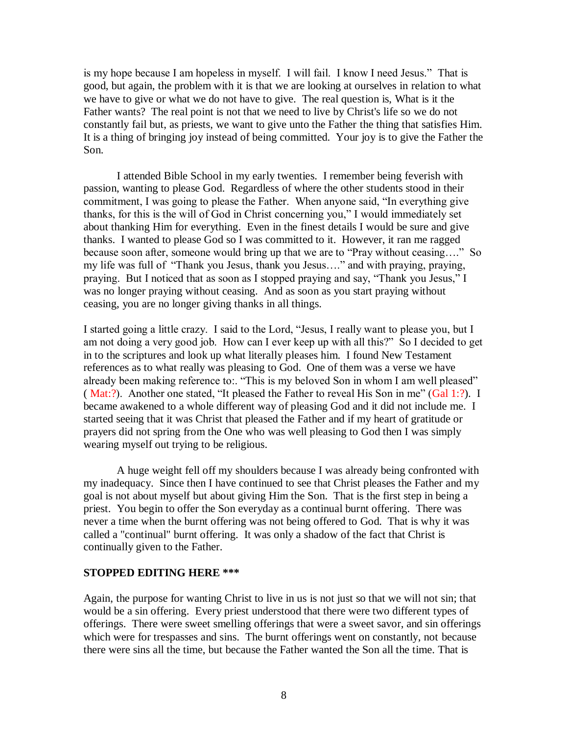is my hope because I am hopeless in myself. I will fail. I know I need Jesus." That is good, but again, the problem with it is that we are looking at ourselves in relation to what we have to give or what we do not have to give. The real question is, What is it the Father wants? The real point is not that we need to live by Christ's life so we do not constantly fail but, as priests, we want to give unto the Father the thing that satisfies Him. It is a thing of bringing joy instead of being committed. Your joy is to give the Father the Son.

I attended Bible School in my early twenties. I remember being feverish with passion, wanting to please God. Regardless of where the other students stood in their commitment, I was going to please the Father. When anyone said, "In everything give thanks, for this is the will of God in Christ concerning you," I would immediately set about thanking Him for everything. Even in the finest details I would be sure and give thanks. I wanted to please God so I was committed to it. However, it ran me ragged because soon after, someone would bring up that we are to "Pray without ceasing…." So my life was full of "Thank you Jesus, thank you Jesus…." and with praying, praying, praying. But I noticed that as soon as I stopped praying and say, "Thank you Jesus," I was no longer praying without ceasing. And as soon as you start praying without ceasing, you are no longer giving thanks in all things.

I started going a little crazy. I said to the Lord, "Jesus, I really want to please you, but I am not doing a very good job. How can I ever keep up with all this?" So I decided to get in to the scriptures and look up what literally pleases him. I found New Testament references as to what really was pleasing to God. One of them was a verse we have already been making reference to:. "This is my beloved Son in whom I am well pleased" ( Mat:?). Another one stated, "It pleased the Father to reveal His Son in me" (Gal 1:?). I became awakened to a whole different way of pleasing God and it did not include me. I started seeing that it was Christ that pleased the Father and if my heart of gratitude or prayers did not spring from the One who was well pleasing to God then I was simply wearing myself out trying to be religious.

A huge weight fell off my shoulders because I was already being confronted with my inadequacy. Since then I have continued to see that Christ pleases the Father and my goal is not about myself but about giving Him the Son. That is the first step in being a priest. You begin to offer the Son everyday as a continual burnt offering. There was never a time when the burnt offering was not being offered to God. That is why it was called a "continual" burnt offering. It was only a shadow of the fact that Christ is continually given to the Father.

**STOPPED EDITING HERE \*\*\***

Again, the purpose for wanting Christ to live in us is not just so that we will not sin; that would be a sin offering. Every priest understood that there were two different types of offerings. There were sweet smelling offerings that were a sweet savor, and sin offerings which were for trespasses and sins. The burnt offerings went on constantly, not because there were sins all the time, but because the Father wanted the Son all the time. That is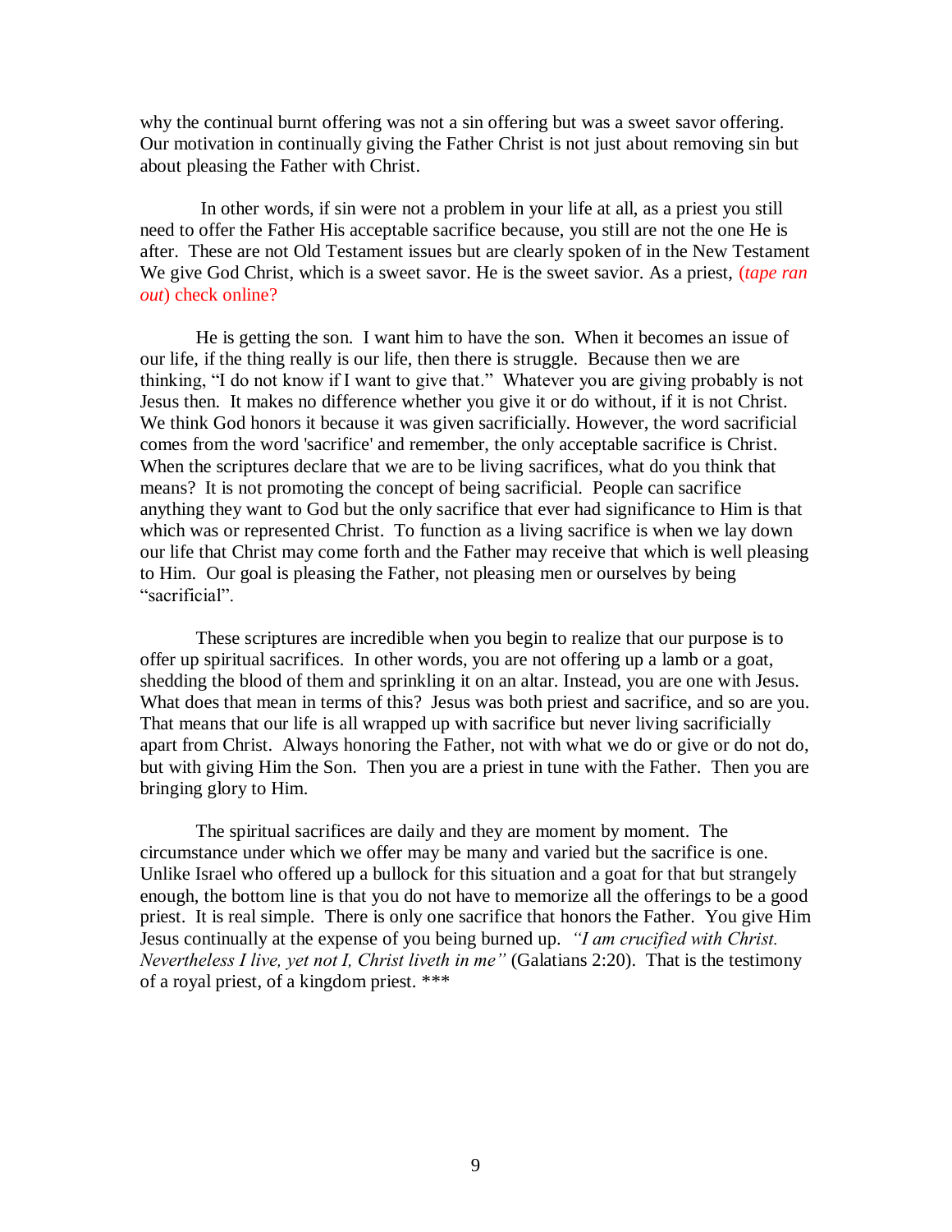why the continual burnt offering was not a sin offering but was a sweet savor offering. Our motivation in continually giving the Father Christ is not just about removing sin but about pleasing the Father with Christ.

In other words, if sin were not a problem in your life at all, as a priest you still need to offer the Father His acceptable sacrifice because, you still are not the one He is after. These are not Old Testament issues but are clearly spoken of in the New Testament We give God Christ, which is a sweet savor. He is the sweet savior. As a priest, (*tape ran out*) check online?

He is getting the son. I want him to have the son. When it becomes an issue of our life, if the thing really is our life, then there is struggle. Because then we are thinking, "I do not know if I want to give that." Whatever you are giving probably is not Jesus then. It makes no difference whether you give it or do without, if it is not Christ. We think God honors it because it was given sacrificially. However, the word sacrificial comes from the word 'sacrifice' and remember, the only acceptable sacrifice is Christ. When the scriptures declare that we are to be living sacrifices, what do you think that means? It is not promoting the concept of being sacrificial. People can sacrifice anything they want to God but the only sacrifice that ever had significance to Him is that which was or represented Christ. To function as a living sacrifice is when we lay down our life that Christ may come forth and the Father may receive that which is well pleasing to Him. Our goal is pleasing the Father, not pleasing men or ourselves by being "sacrificial".

These scriptures are incredible when you begin to realize that our purpose is to offer up spiritual sacrifices. In other words, you are not offering up a lamb or a goat, shedding the blood of them and sprinkling it on an altar. Instead, you are one with Jesus. What does that mean in terms of this? Jesus was both priest and sacrifice, and so are you. That means that our life is all wrapped up with sacrifice but never living sacrificially apart from Christ. Always honoring the Father, not with what we do or give or do not do, but with giving Him the Son. Then you are a priest in tune with the Father. Then you are bringing glory to Him.

The spiritual sacrifices are daily and they are moment by moment. The circumstance under which we offer may be many and varied but the sacrifice is one. Unlike Israel who offered up a bullock for this situation and a goat for that but strangely enough, the bottom line is that you do not have to memorize all the offerings to be a good priest. It is real simple. There is only one sacrifice that honors the Father. You give Him Jesus continually at the expense of you being burned up. *"I am crucified with Christ. Nevertheless I live, yet not I, Christ liveth in me"* (Galatians 2:20). That is the testimony of a royal priest, of a kingdom priest. ***